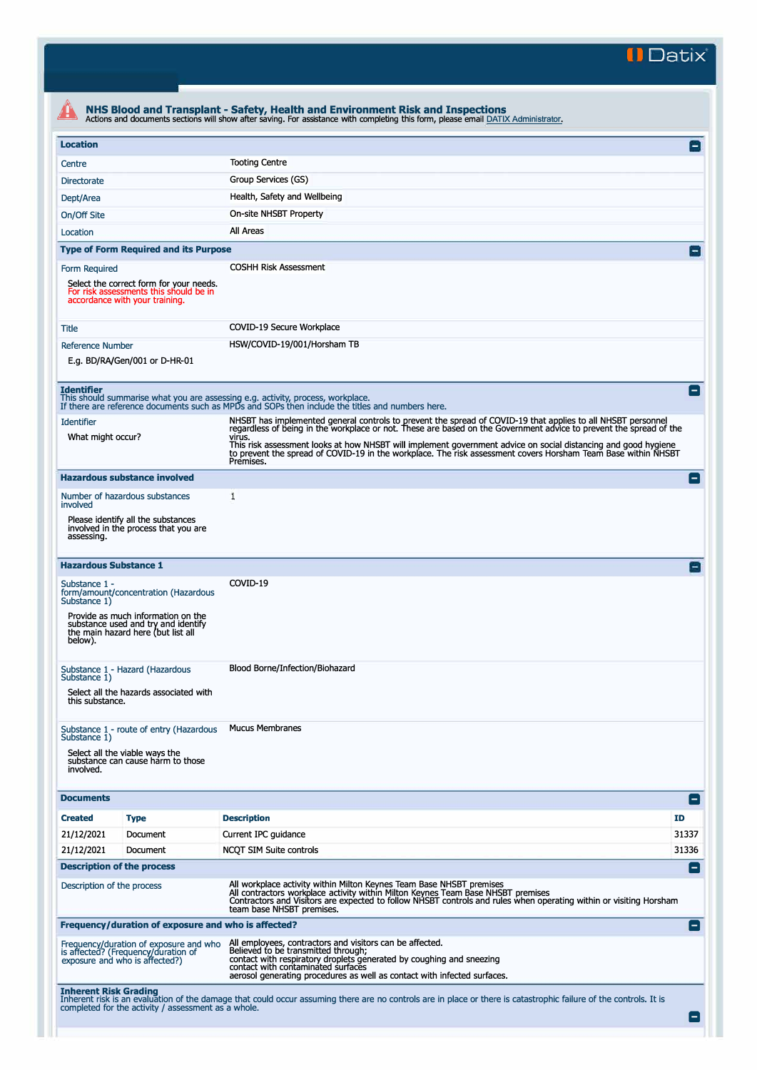Datix

# NHS Blood and Transplant - Safety, Health and Environment Risk and Inspections

Actions and documents sections will show after saving. For assistance with completing this form, please email DATIX Administrator.

## Location

| | |
|---|---|
| Centre | Tooting Centre |
| Directorate | Group Services (GS) |
| Dept/Area | Health, Safety and Wellbeing |
| On/Off Site | On-site NHSBT Property |
| Location | All Areas |

## Type of Form Required and its Purpose

| | |
|---|---|
| Form Required<br>Select the correct form for your needs. For risk assessments this should be in accordance with your training. | COSHH Risk Assessment |
| Title | COVID-19 Secure Workplace |
| Reference Number<br>E.g. BD/RA/Gen/001 or D-HR-01 | HSW/COVID-19/001/Horsham TB |

## Identifier

This should summarise what you are assessing e.g. activity, process, workplace.
If there are reference documents such as MPDs and SOPs then include the titles and numbers here.

| | |
|---|---|
| Identifier<br>What might occur? | NHSBT has implemented general controls to prevent the spread of COVID-19 that applies to all NHSBT personnel regardless of being in the workplace or not. These are based on the Government advice to prevent the spread of the virus.<br>This risk assessment looks at how NHSBT will implement government advice on social distancing and good hygiene to prevent the spread of COVID-19 in the workplace. The risk assessment covers Horsham Team Base within NHSBT Premises. |

## Hazardous substance involved

| | |
|---|---|
| Number of hazardous substances involved<br>Please identify all the substances involved in the process that you are assessing. | 1 |

## Hazardous Substance 1

| | |
|---|---|
| Substance 1 - form/amount/concentration (Hazardous Substance 1)<br>Provide as much information on the substance used and try and identify the main hazard here (but list all below). | COVID-19 |
| Substance 1 - Hazard (Hazardous Substance 1)<br>Select all the hazards associated with this substance. | Blood Borne/Infection/Biohazard |
| Substance 1 - route of entry (Hazardous Substance 1)<br>Select all the viable ways the substance can cause harm to those involved. | Mucus Membranes |

## Documents

| Created | Type | Description | ID |
|---|---|---|---|
| 21/12/2021 | Document | Current IPC guidance | 31337 |
| 21/12/2021 | Document | NCQT SIM Suite controls | 31336 |

## Description of the process

| | |
|---|---|
| Description of the process | All workplace activity within Milton Keynes Team Base NHSBT premises<br>All contractors workplace activity within Milton Keynes Team Base NHSBT premises<br>Contractors and Visitors are expected to follow NHSBT controls and rules when operating within or visiting Horsham team base NHSBT premises. |

## Frequency/duration of exposure and who is affected?

| | |
|---|---|
| Frequency/duration of exposure and who is affected? (Frequency/duration of exposure and who is affected?) | All employees, contractors and visitors can be affected.<br>Believed to be transmitted through;<br>contact with respiratory droplets generated by coughing and sneezing<br>contact with contaminated surfaces<br>aerosol generating procedures as well as contact with infected surfaces. |

## Inherent Risk Grading

Inherent risk is an evaluation of the damage that could occur assuming there are no controls are in place or there is catastrophic failure of the controls. It is completed for the activity / assessment as a whole.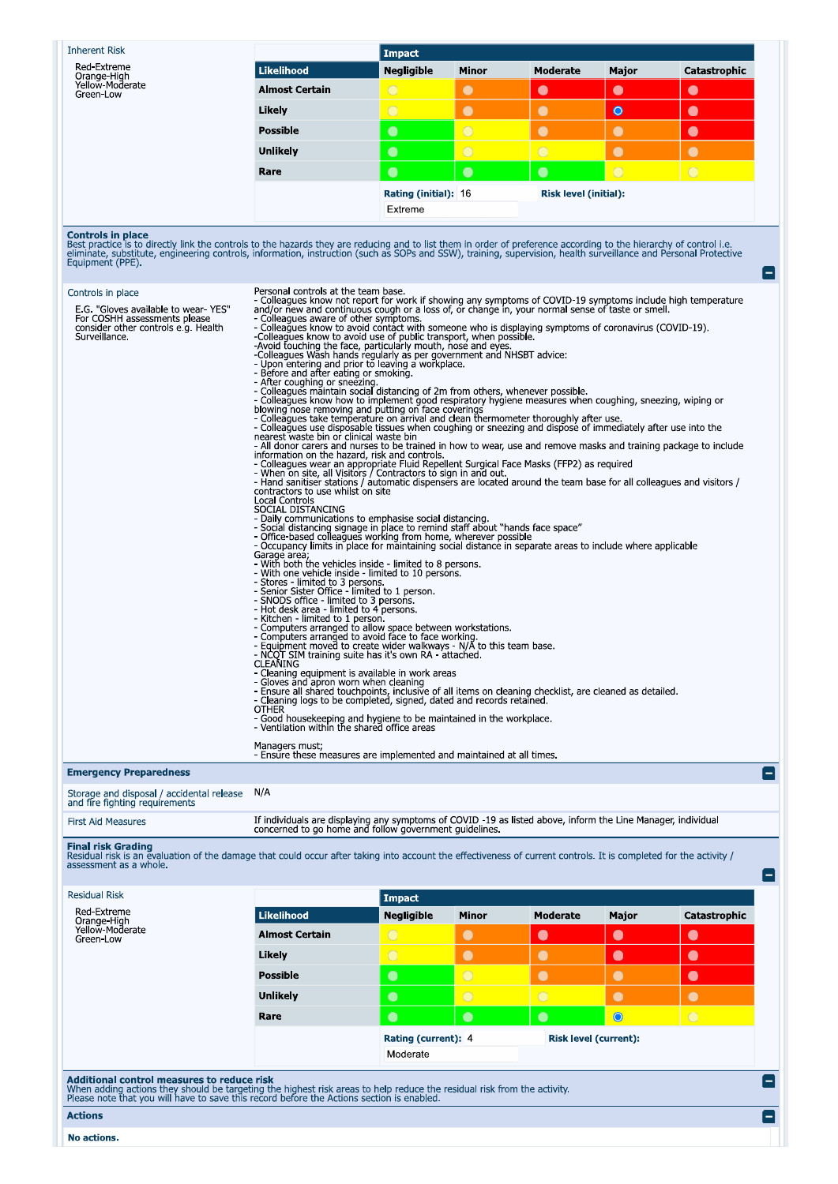Inherent Risk

Red-Extreme
Orange-High
Yellow-Moderate
Green-Low

| | Impact | | | | |
|---|---|---|---|---|---|
| **Likelihood** | **Negligible** | **Minor** | **Moderate** | **Major** | **Catastrophic** |
| **Almost Certain** | ○ | ○ | ○ | ○ | ○ |
| **Likely** | ○ | ○ | ○ | ◉ | ○ |
| **Possible** | ○ | ○ | ○ | ○ | ○ |
| **Unlikely** | ○ | ○ | ○ | ○ | ○ |
| **Rare** | ○ | ○ | ○ | ○ | ○ |

**Rating (initial):** 16 **Risk level (initial):** Extreme

**Controls in place**
Best practice is to directly link the controls to the hazards they are reducing and to list them in order of preference according to the hierarchy of control i.e. eliminate, substitute, engineering controls, information, instruction (such as SOPs and SSW), training, supervision, health surveillance and Personal Protective Equipment (PPE).

Controls in place

E.G. "Gloves available to wear- YES" For COSHH assessments please consider other controls e.g. Health Surveillance.

Personal controls at the team base.
- Colleagues know not report for work if showing any symptoms of COVID-19 symptoms include high temperature and/or new and continuous cough or a loss of, or change in, your normal sense of taste or smell.
- Colleagues aware of other symptoms.
- Colleagues know to avoid contact with someone who is displaying symptoms of coronavirus (COVID-19).
-Colleagues know to avoid use of public transport, when possible.
-Avoid touching the face, particularly mouth, nose and eyes.
-Colleagues Wash hands regularly as per government and NHSBT advice:
- Upon entering and prior to leaving a workplace.
- Before and after eating or smoking.
- After coughing or sneezing.
- Colleagues maintain social distancing of 2m from others, whenever possible.
- Colleagues know how to implement good respiratory hygiene measures when coughing, sneezing, wiping or blowing nose removing and putting on face coverings
- Colleagues take temperature on arrival and clean thermometer thoroughly after use.
- Colleagues use disposable tissues when coughing or sneezing and dispose of immediately after use into the nearest waste bin or clinical waste bin
- All donor carers and nurses to be trained in how to wear, use and remove masks and training package to include information on the hazard, risk and controls.
- Colleagues wear an appropriate Fluid Repellent Surgical Face Masks (FFP2) as required
- When on site, all Visitors / Contractors to sign in and out.
- Hand sanitiser stations / automatic dispensers are located around the team base for all colleagues and visitors / contractors to use whilst on site
Local Controls
SOCIAL DISTANCING
- Daily communications to emphasise social distancing.
- Social distancing signage in place to remind staff about "hands face space"
- Office-based colleagues working from home, wherever possible
- Occupancy limits in place for maintaining social distance in separate areas to include where applicable
Garage area;
- With both the vehicles inside - limited to 8 persons.
- With one vehicle inside - limited to 10 persons.
- Stores - limited to 3 persons.
- Senior Sister Office - limited to 1 person.
- SNODS office - limited to 3 persons.
- Hot desk area - limited to 4 persons.
- Kitchen - limited to 1 person.
- Computers arranged to allow space between workstations.
- Computers arranged to avoid face to face working.
- Equipment moved to create wider walkways - N/A to this team base.
- NCQT SIM training suite has it's own RA - attached.
CLEANING
- Cleaning equipment is available in work areas
- Gloves and apron worn when cleaning
- Ensure all shared touchpoints, inclusive of all items on cleaning checklist, are cleaned as detailed.
- Cleaning logs to be completed, signed, dated and records retained.
OTHER
- Good housekeeping and hygiene to be maintained in the workplace.
- Ventilation within the shared office areas

Managers must;
- Ensure these measures are implemented and maintained at all times.

**Emergency Preparedness**

| | |
|---|---|
| Storage and disposal / accidental release and fire fighting requirements | N/A |
| First Aid Measures | If individuals are displaying any symptoms of COVID -19 as listed above, inform the Line Manager, individual concerned to go home and follow government guidelines. |

**Final risk Grading**
Residual risk is an evaluation of the damage that could occur after taking into account the effectiveness of current controls. It is completed for the activity / assessment as a whole.

Residual Risk

Red-Extreme
Orange-High
Yellow-Moderate
Green-Low

| | Impact | | | | |
|---|---|---|---|---|---|
| **Likelihood** | **Negligible** | **Minor** | **Moderate** | **Major** | **Catastrophic** |
| **Almost Certain** | ○ | ○ | ○ | ○ | ○ |
| **Likely** | ○ | ○ | ○ | ○ | ○ |
| **Possible** | ○ | ○ | ○ | ○ | ○ |
| **Unlikely** | ○ | ○ | ○ | ○ | ○ |
| **Rare** | ○ | ○ | ○ | ◉ | ○ |

**Rating (current):** 4 **Risk level (current):** Moderate

**Additional control measures to reduce risk**
When adding actions they should be targeting the highest risk areas to help reduce the residual risk from the activity.
Please note that you will have to save this record before the Actions section is enabled.

**Actions**

**No actions.**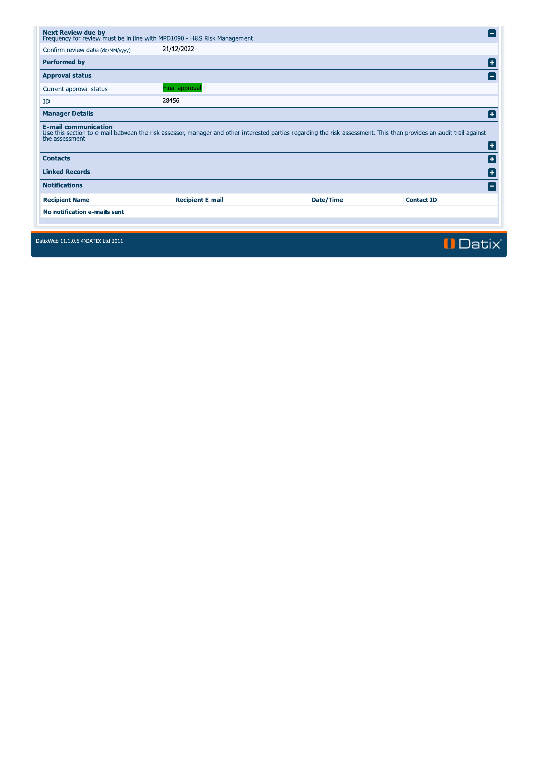**Next Review due by**
Frequency for review must be in line with MPD1090 - H&S Risk Management

| | |
|---|---|
| Confirm review date (dd/MM/yyyy) | 21/12/2022 |

**Performed by**

**Approval status**

| | |
|---|---|
| Current approval status | Final approval |
| ID | 28456 |

**Manager Details**

**E-mail communication**
Use this section to e-mail between the risk assessor, manager and other interested parties regarding the risk assessment. This then provides an audit trail against the assessment.

**Contacts**

**Linked Records**

**Notifications**

| Recipient Name | Recipient E-mail | Date/Time | Contact ID |
|---|---|---|---|
| **No notification e-mails sent** | | | |

DatixWeb 11.1.0.5 ©DATIX Ltd 2011